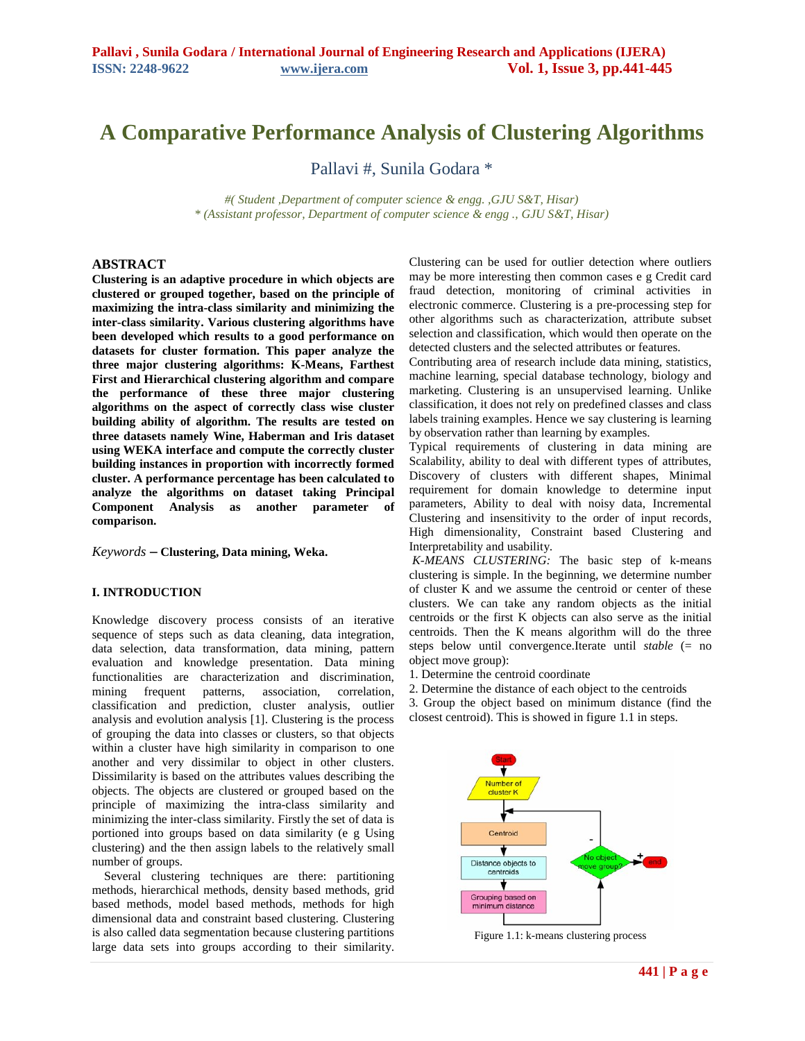# A Comparative Performance Analysis of Clustering Algorithms

Pallavi #, Sunila Godara *

*#( Student ,Department of computer science & engg. ,GJU S&T, Hisar)*
*\* (Assistant professor, Department of computer science & engg ., GJU S&T, Hisar)*

## ABSTRACT

**Clustering is an adaptive procedure in which objects are clustered or grouped together, based on the principle of maximizing the intra-class similarity and minimizing the inter-class similarity. Various clustering algorithms have been developed which results to a good performance on datasets for cluster formation. This paper analyze the three major clustering algorithms: K-Means, Farthest First and Hierarchical clustering algorithm and compare the performance of these three major clustering algorithms on the aspect of correctly class wise cluster building ability of algorithm. The results are tested on three datasets namely Wine, Haberman and Iris dataset using WEKA interface and compute the correctly cluster building instances in proportion with incorrectly formed cluster. A performance percentage has been calculated to analyze the algorithms on dataset taking Principal Component Analysis as another parameter of comparison.**

*Keywords* – **Clustering, Data mining, Weka.**

## I. INTRODUCTION

Knowledge discovery process consists of an iterative sequence of steps such as data cleaning, data integration, data selection, data transformation, data mining, pattern evaluation and knowledge presentation. Data mining functionalities are characterization and discrimination, mining frequent patterns, association, correlation, classification and prediction, cluster analysis, outlier analysis and evolution analysis [1]. Clustering is the process of grouping the data into classes or clusters, so that objects within a cluster have high similarity in comparison to one another and very dissimilar to object in other clusters. Dissimilarity is based on the attributes values describing the objects. The objects are clustered or grouped based on the principle of maximizing the intra-class similarity and minimizing the inter-class similarity. Firstly the set of data is portioned into groups based on data similarity (e g Using clustering) and the then assign labels to the relatively small number of groups.

Several clustering techniques are there: partitioning methods, hierarchical methods, density based methods, grid based methods, model based methods, methods for high dimensional data and constraint based clustering. Clustering is also called data segmentation because clustering partitions large data sets into groups according to their similarity. Clustering can be used for outlier detection where outliers may be more interesting then common cases e g Credit card fraud detection, monitoring of criminal activities in electronic commerce. Clustering is a pre-processing step for other algorithms such as characterization, attribute subset selection and classification, which would then operate on the detected clusters and the selected attributes or features.

Contributing area of research include data mining, statistics, machine learning, special database technology, biology and marketing. Clustering is an unsupervised learning. Unlike classification, it does not rely on predefined classes and class labels training examples. Hence we say clustering is learning by observation rather than learning by examples.

Typical requirements of clustering in data mining are Scalability, ability to deal with different types of attributes, Discovery of clusters with different shapes, Minimal requirement for domain knowledge to determine input parameters, Ability to deal with noisy data, Incremental Clustering and insensitivity to the order of input records, High dimensionality, Constraint based Clustering and Interpretability and usability.

*K-MEANS CLUSTERING:* The basic step of k-means clustering is simple. In the beginning, we determine number of cluster K and we assume the centroid or center of these clusters. We can take any random objects as the initial centroids or the first K objects can also serve as the initial centroids. Then the K means algorithm will do the three steps below until convergence.Iterate until *stable* (= no object move group):

1. Determine the centroid coordinate
2. Determine the distance of each object to the centroids
3. Group the object based on minimum distance (find the closest centroid). This is showed in figure 1.1 in steps.

Figure 1.1: k-means clustering process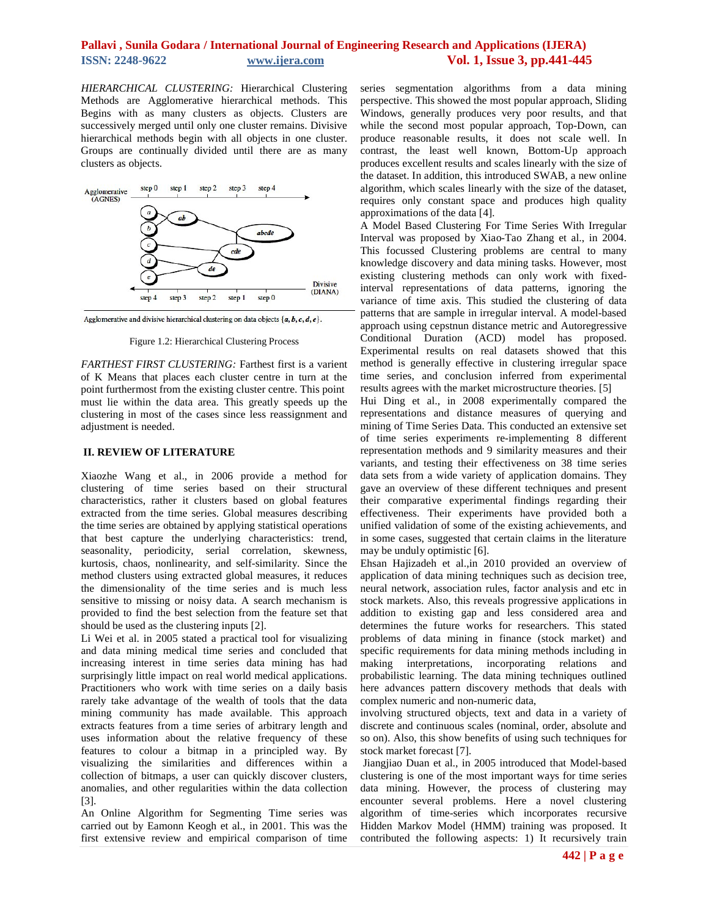*HIERARCHICAL CLUSTERING:* Hierarchical Clustering Methods are Agglomerative hierarchical methods. This Begins with as many clusters as objects. Clusters are successively merged until only one cluster remains. Divisive hierarchical methods begin with all objects in one cluster. Groups are continually divided until there are as many clusters as objects.

Agglomerative and divisive hierarchical clustering on data objects $\{a, b, c, d, e\}$.

Figure 1.2: Hierarchical Clustering Process

*FARTHEST FIRST CLUSTERING:* Farthest first is a varient of K Means that places each cluster centre in turn at the point furthermost from the existing cluster centre. This point must lie within the data area. This greatly speeds up the clustering in most of the cases since less reassignment and adjustment is needed.

## II. REVIEW OF LITERATURE

Xiaozhe Wang et al., in 2006 provide a method for clustering of time series based on their structural characteristics, rather it clusters based on global features extracted from the time series. Global measures describing the time series are obtained by applying statistical operations that best capture the underlying characteristics: trend, seasonality, periodicity, serial correlation, skewness, kurtosis, chaos, nonlinearity, and self-similarity. Since the method clusters using extracted global measures, it reduces the dimensionality of the time series and is much less sensitive to missing or noisy data. A search mechanism is provided to find the best selection from the feature set that should be used as the clustering inputs [2].

Li Wei et al. in 2005 stated a practical tool for visualizing and data mining medical time series and concluded that increasing interest in time series data mining has had surprisingly little impact on real world medical applications. Practitioners who work with time series on a daily basis rarely take advantage of the wealth of tools that the data mining community has made available. This approach extracts features from a time series of arbitrary length and uses information about the relative frequency of these features to colour a bitmap in a principled way. By visualizing the similarities and differences within a collection of bitmaps, a user can quickly discover clusters, anomalies, and other regularities within the data collection [3].

An Online Algorithm for Segmenting Time series was carried out by Eamonn Keogh et al., in 2001. This was the first extensive review and empirical comparison of time series segmentation algorithms from a data mining perspective. This showed the most popular approach, Sliding Windows, generally produces very poor results, and that while the second most popular approach, Top-Down, can produce reasonable results, it does not scale well. In contrast, the least well known, Bottom-Up approach produces excellent results and scales linearly with the size of the dataset. In addition, this introduced SWAB, a new online algorithm, which scales linearly with the size of the dataset, requires only constant space and produces high quality approximations of the data [4].

A Model Based Clustering For Time Series With Irregular Interval was proposed by Xiao-Tao Zhang et al., in 2004. This focussed Clustering problems are central to many knowledge discovery and data mining tasks. However, most existing clustering methods can only work with fixed-interval representations of data patterns, ignoring the variance of time axis. This studied the clustering of data patterns that are sample in irregular interval. A model-based approach using cepstnun distance metric and Autoregressive Conditional Duration (ACD) model has proposed. Experimental results on real datasets showed that this method is generally effective in clustering irregular space time series, and conclusion inferred from experimental results agrees with the market microstructure theories. [5]

Hui Ding et al., in 2008 experimentally compared the representations and distance measures of querying and mining of Time Series Data. This conducted an extensive set of time series experiments re-implementing 8 different representation methods and 9 similarity measures and their variants, and testing their effectiveness on 38 time series data sets from a wide variety of application domains. They gave an overview of these different techniques and present their comparative experimental findings regarding their effectiveness. Their experiments have provided both a unified validation of some of the existing achievements, and in some cases, suggested that certain claims in the literature may be unduly optimistic [6].

Ehsan Hajizadeh et al.,in 2010 provided an overview of application of data mining techniques such as decision tree, neural network, association rules, factor analysis and etc in stock markets. Also, this reveals progressive applications in addition to existing gap and less considered area and determines the future works for researchers. This stated problems of data mining in finance (stock market) and specific requirements for data mining methods including in making interpretations, incorporating relations and probabilistic learning. The data mining techniques outlined here advances pattern discovery methods that deals with complex numeric and non-numeric data,

involving structured objects, text and data in a variety of discrete and continuous scales (nominal, order, absolute and so on). Also, this show benefits of using such techniques for stock market forecast [7].

Jiangjiao Duan et al., in 2005 introduced that Model-based clustering is one of the most important ways for time series data mining. However, the process of clustering may encounter several problems. Here a novel clustering algorithm of time-series which incorporates recursive Hidden Markov Model (HMM) training was proposed. It contributed the following aspects: 1) It recursively train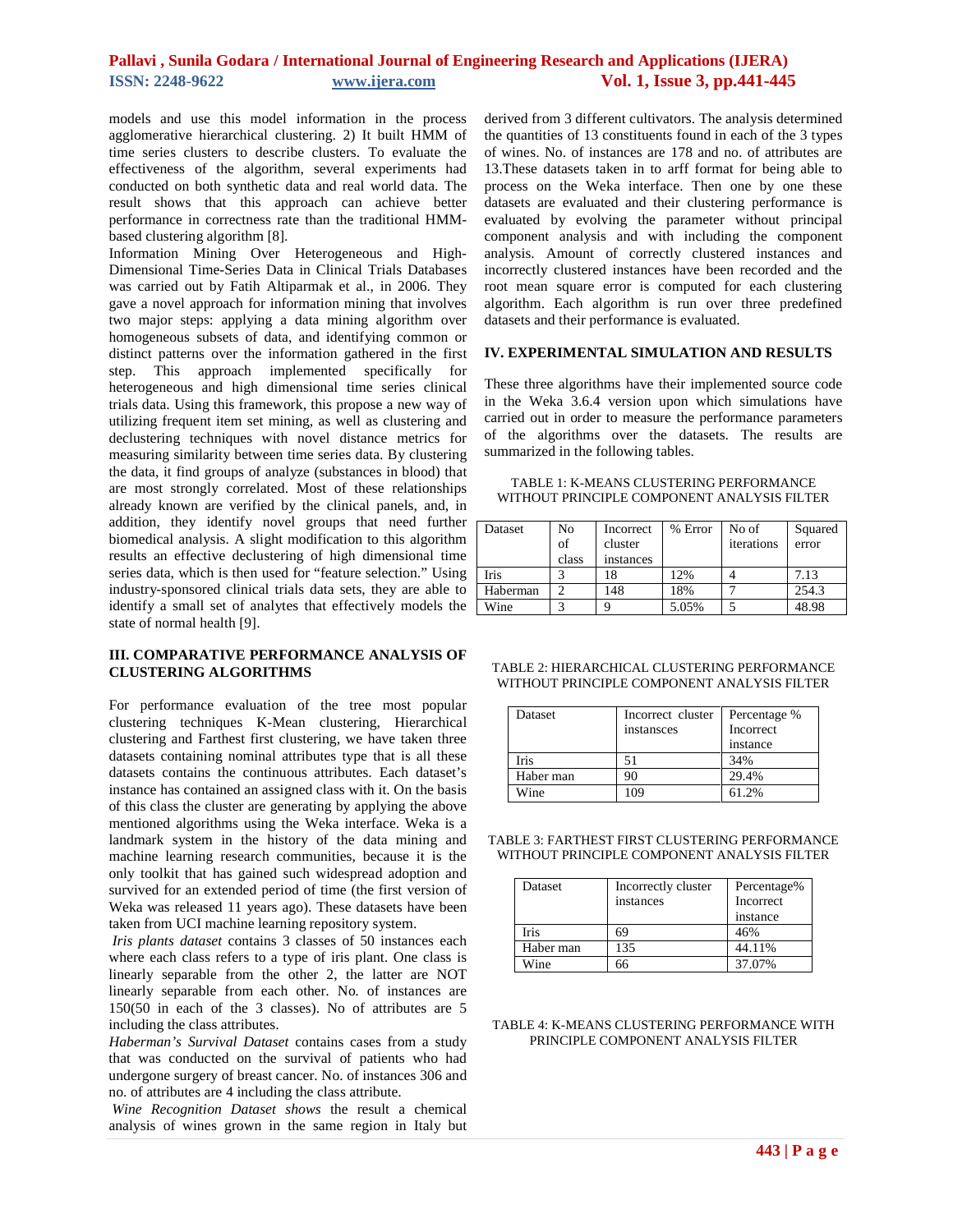models and use this model information in the process agglomerative hierarchical clustering. 2) It built HMM of time series clusters to describe clusters. To evaluate the effectiveness of the algorithm, several experiments had conducted on both synthetic data and real world data. The result shows that this approach can achieve better performance in correctness rate than the traditional HMM-based clustering algorithm [8].

Information Mining Over Heterogeneous and High-Dimensional Time-Series Data in Clinical Trials Databases was carried out by Fatih Altiparmak et al., in 2006. They gave a novel approach for information mining that involves two major steps: applying a data mining algorithm over homogeneous subsets of data, and identifying common or distinct patterns over the information gathered in the first step. This approach implemented specifically for heterogeneous and high dimensional time series clinical trials data. Using this framework, this propose a new way of utilizing frequent item set mining, as well as clustering and declustering techniques with novel distance metrics for measuring similarity between time series data. By clustering the data, it find groups of analyze (substances in blood) that are most strongly correlated. Most of these relationships already known are verified by the clinical panels, and, in addition, they identify novel groups that need further biomedical analysis. A slight modification to this algorithm results an effective declustering of high dimensional time series data, which is then used for "feature selection." Using industry-sponsored clinical trials data sets, they are able to identify a small set of analytes that effectively models the state of normal health [9].

## III. COMPARATIVE PERFORMANCE ANALYSIS OF CLUSTERING ALGORITHMS

For performance evaluation of the tree most popular clustering techniques K-Mean clustering, Hierarchical clustering and Farthest first clustering, we have taken three datasets containing nominal attributes type that is all these datasets contains the continuous attributes. Each dataset's instance has contained an assigned class with it. On the basis of this class the cluster are generating by applying the above mentioned algorithms using the Weka interface. Weka is a landmark system in the history of the data mining and machine learning research communities, because it is the only toolkit that has gained such widespread adoption and survived for an extended period of time (the first version of Weka was released 11 years ago). These datasets have been taken from UCI machine learning repository system.

*Iris plants dataset* contains 3 classes of 50 instances each where each class refers to a type of iris plant. One class is linearly separable from the other 2, the latter are NOT linearly separable from each other. No. of instances are 150(50 in each of the 3 classes). No of attributes are 5 including the class attributes.

*Haberman's Survival Dataset* contains cases from a study that was conducted on the survival of patients who had undergone surgery of breast cancer. No. of instances 306 and no. of attributes are 4 including the class attribute.

*Wine Recognition Dataset shows* the result a chemical analysis of wines grown in the same region in Italy but derived from 3 different cultivators. The analysis determined the quantities of 13 constituents found in each of the 3 types of wines. No. of instances are 178 and no. of attributes are 13.These datasets taken in to arff format for being able to process on the Weka interface. Then one by one these datasets are evaluated and their clustering performance is evaluated by evolving the parameter without principal component analysis and with including the component analysis. Amount of correctly clustered instances and incorrectly clustered instances have been recorded and the root mean square error is computed for each clustering algorithm. Each algorithm is run over three predefined datasets and their performance is evaluated.

## IV. EXPERIMENTAL SIMULATION AND RESULTS

These three algorithms have their implemented source code in the Weka 3.6.4 version upon which simulations have carried out in order to measure the performance parameters of the algorithms over the datasets. The results are summarized in the following tables.

TABLE 1: K-MEANS CLUSTERING PERFORMANCE WITHOUT PRINCIPLE COMPONENT ANALYSIS FILTER

| Dataset | No of class | Incorrect cluster instances | % Error | No of iterations | Squared error |
|---|---|---|---|---|---|
| Iris | 3 | 18 | 12% | 4 | 7.13 |
| Haberman | 2 | 148 | 18% | 7 | 254.3 |
| Wine | 3 | 9 | 5.05% | 5 | 48.98 |

TABLE 2: HIERARCHICAL CLUSTERING PERFORMANCE WITHOUT PRINCIPLE COMPONENT ANALYSIS FILTER

| Dataset | Incorrect cluster instansces | Percentage % Incorrect instance |
|---|---|---|
| Iris | 51 | 34% |
| Haber man | 90 | 29.4% |
| Wine | 109 | 61.2% |

TABLE 3: FARTHEST FIRST CLUSTERING PERFORMANCE WITHOUT PRINCIPLE COMPONENT ANALYSIS FILTER

| Dataset | Incorrectly cluster instances | Percentage% Incorrect instance |
|---|---|---|
| Iris | 69 | 46% |
| Haber man | 135 | 44.11% |
| Wine | 66 | 37.07% |

TABLE 4: K-MEANS CLUSTERING PERFORMANCE WITH PRINCIPLE COMPONENT ANALYSIS FILTER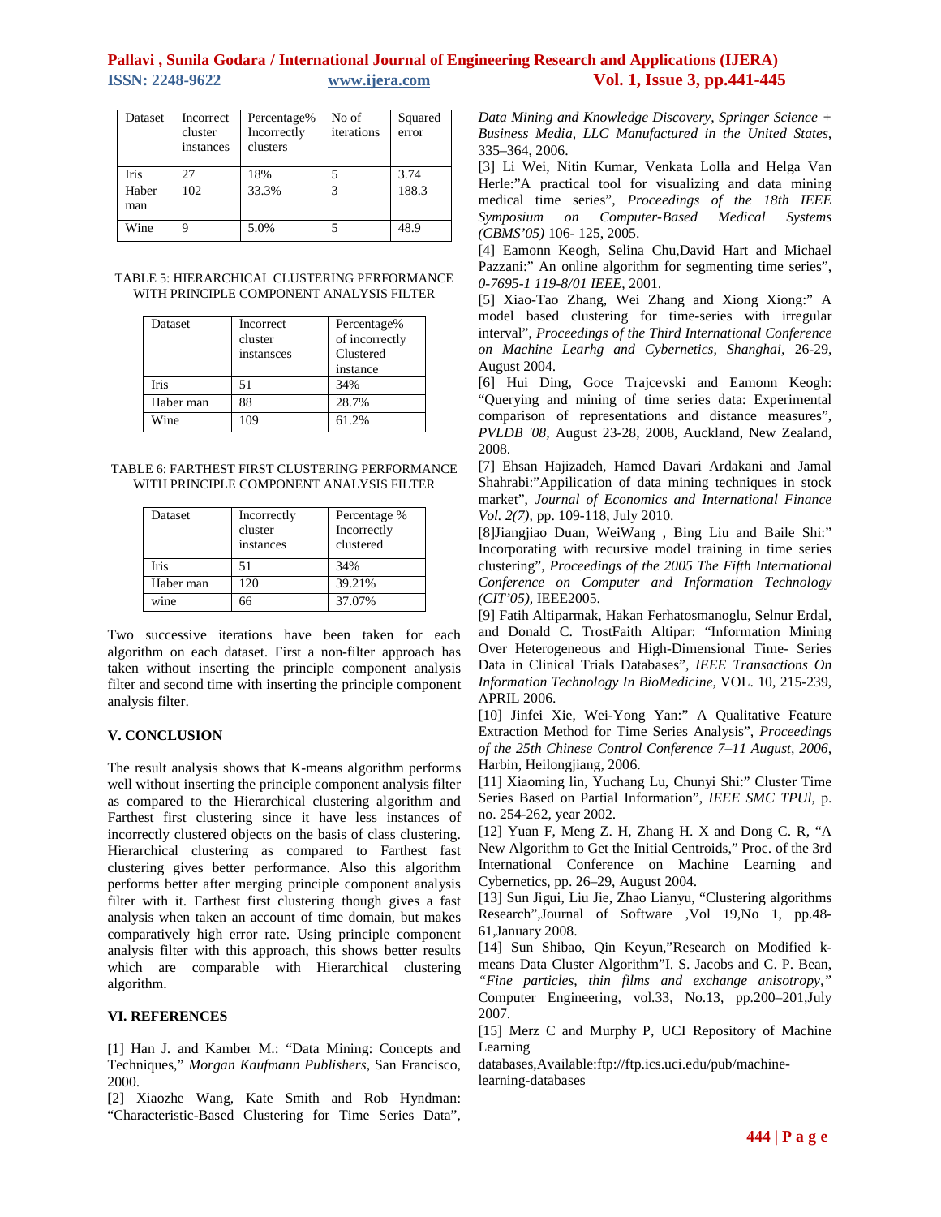| Dataset | Incorrect cluster instances | Percentage% Incorrectly clusters | No of iterations | Squared error |
|---|---|---|---|---|
| Iris | 27 | 18% | 5 | 3.74 |
| Haber man | 102 | 33.3% | 3 | 188.3 |
| Wine | 9 | 5.0% | 5 | 48.9 |

TABLE 5: HIERARCHICAL CLUSTERING PERFORMANCE WITH PRINCIPLE COMPONENT ANALYSIS FILTER

| Dataset | Incorrect cluster instansces | Percentage% of incorrectly Clustered instance |
|---|---|---|
| Iris | 51 | 34% |
| Haber man | 88 | 28.7% |
| Wine | 109 | 61.2% |

TABLE 6: FARTHEST FIRST CLUSTERING PERFORMANCE WITH PRINCIPLE COMPONENT ANALYSIS FILTER

| Dataset | Incorrectly cluster instances | Percentage % Incorrectly clustered |
|---|---|---|
| Iris | 51 | 34% |
| Haber man | 120 | 39.21% |
| wine | 66 | 37.07% |

Two successive iterations have been taken for each algorithm on each dataset. First a non-filter approach has taken without inserting the principle component analysis filter and second time with inserting the principle component analysis filter.

## V. CONCLUSION

The result analysis shows that K-means algorithm performs well without inserting the principle component analysis filter as compared to the Hierarchical clustering algorithm and Farthest first clustering since it have less instances of incorrectly clustered objects on the basis of class clustering. Hierarchical clustering as compared to Farthest fast clustering gives better performance. Also this algorithm performs better after merging principle component analysis filter with it. Farthest first clustering though gives a fast analysis when taken an account of time domain, but makes comparatively high error rate. Using principle component analysis filter with this approach, this shows better results which are comparable with Hierarchical clustering algorithm.

## VI. REFERENCES

[1] Han J. and Kamber M.: "Data Mining: Concepts and Techniques," *Morgan Kaufmann Publishers*, San Francisco, 2000.

[2] Xiaozhe Wang, Kate Smith and Rob Hyndman: "Characteristic-Based Clustering for Time Series Data", *Data Mining and Knowledge Discovery, Springer Science + Business Media, LLC Manufactured in the United States,* 335–364, 2006.

[3] Li Wei, Nitin Kumar, Venkata Lolla and Helga Van Herle:"A practical tool for visualizing and data mining medical time series", *Proceedings of the 18th IEEE Symposium on Computer-Based Medical Systems (CBMS'05)* 106- 125, 2005.

[4] Eamonn Keogh, Selina Chu,David Hart and Michael Pazzani:" An online algorithm for segmenting time series", *0-7695-1 119-8/01 IEEE,* 2001.

[5] Xiao-Tao Zhang, Wei Zhang and Xiong Xiong:" A model based clustering for time-series with irregular interval", *Proceedings of the Third International Conference on Machine Learhg and Cybernetics, Shanghai*, 26-29, August 2004.

[6] Hui Ding, Goce Trajcevski and Eamonn Keogh: "Querying and mining of time series data: Experimental comparison of representations and distance measures", *PVLDB '08,* August 23-28, 2008, Auckland, New Zealand, 2008.

[7] Ehsan Hajizadeh, Hamed Davari Ardakani and Jamal Shahrabi:"Appilication of data mining techniques in stock market", *Journal of Economics and International Finance Vol. 2(7),* pp. 109-118, July 2010.

[8]Jiangjiao Duan, WeiWang , Bing Liu and Baile Shi:" Incorporating with recursive model training in time series clustering", *Proceedings of the 2005 The Fifth International Conference on Computer and Information Technology (CIT'05),* IEEE2005.

[9] Fatih Altiparmak, Hakan Ferhatosmanoglu, Selnur Erdal, and Donald C. TrostFaith Altipar: "Information Mining Over Heterogeneous and High-Dimensional Time- Series Data in Clinical Trials Databases", *IEEE Transactions On Information Technology In BioMedicine,* VOL. 10, 215-239, APRIL 2006.

[10] Jinfei Xie, Wei-Yong Yan:" A Qualitative Feature Extraction Method for Time Series Analysis", *Proceedings of the 25th Chinese Control Conference 7–11 August, 2006,* Harbin, Heilongjiang, 2006.

[11] Xiaoming lin, Yuchang Lu, Chunyi Shi:" Cluster Time Series Based on Partial Information", *IEEE SMC TPUl,* p. no. 254-262, year 2002.

[12] Yuan F, Meng Z. H, Zhang H. X and Dong C. R, "A New Algorithm to Get the Initial Centroids," Proc. of the 3rd International Conference on Machine Learning and Cybernetics, pp. 26–29, August 2004.

[13] Sun Jigui, Liu Jie, Zhao Lianyu, "Clustering algorithms Research",Journal of Software ,Vol 19,No 1, pp.48-61,January 2008.

[14] Sun Shibao, Qin Keyun,"Research on Modified k-means Data Cluster Algorithm"I. S. Jacobs and C. P. Bean, *"Fine particles, thin films and exchange anisotropy,"* Computer Engineering, vol.33, No.13, pp.200–201,July 2007.

[15] Merz C and Murphy P, UCI Repository of Machine Learning databases,Available:ftp://ftp.ics.uci.edu/pub/machine-learning-databases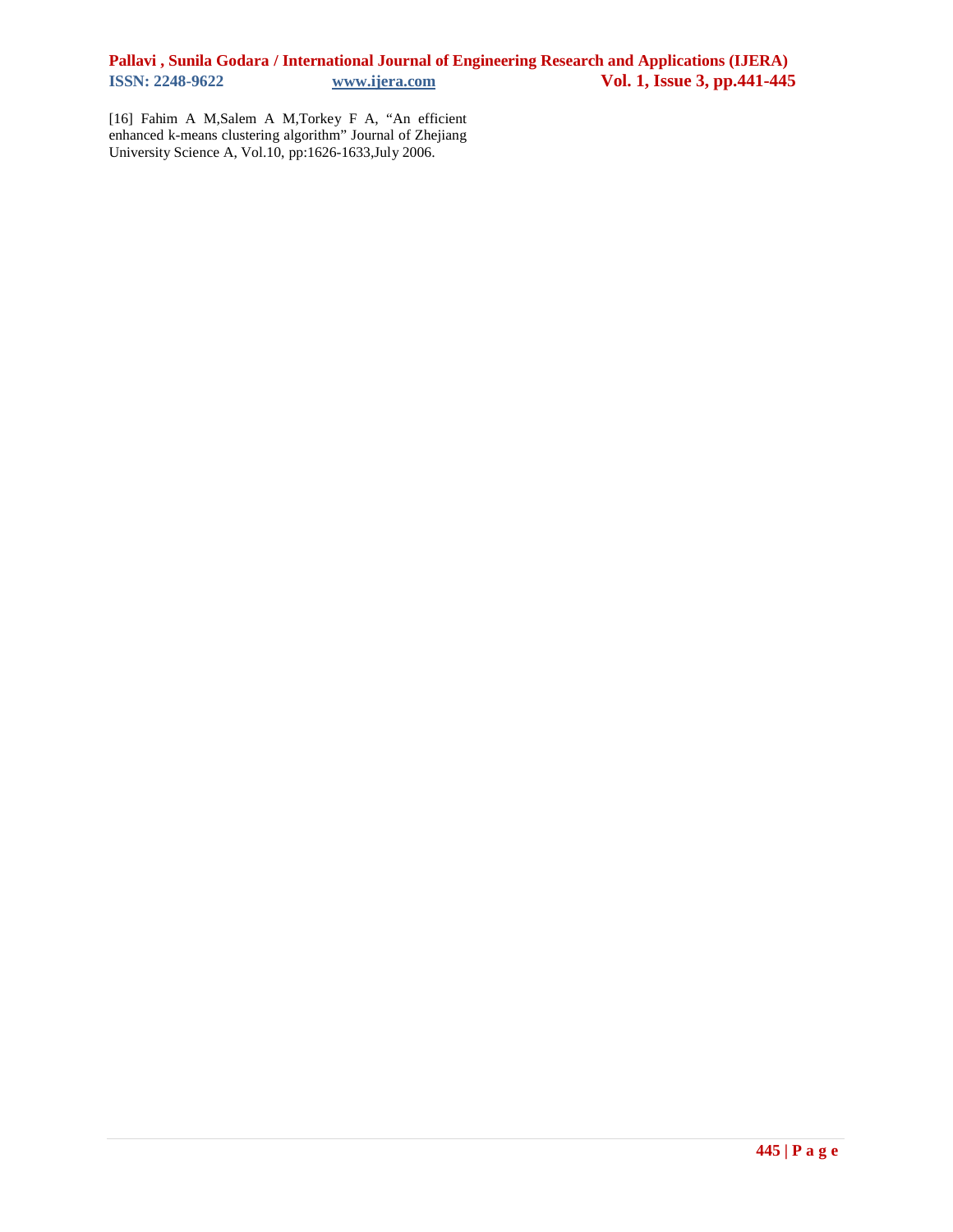[16] Fahim A M,Salem A M,Torkey F A, “An efficient enhanced k-means clustering algorithm” Journal of Zhejiang University Science A, Vol.10, pp:1626-1633,July 2006.